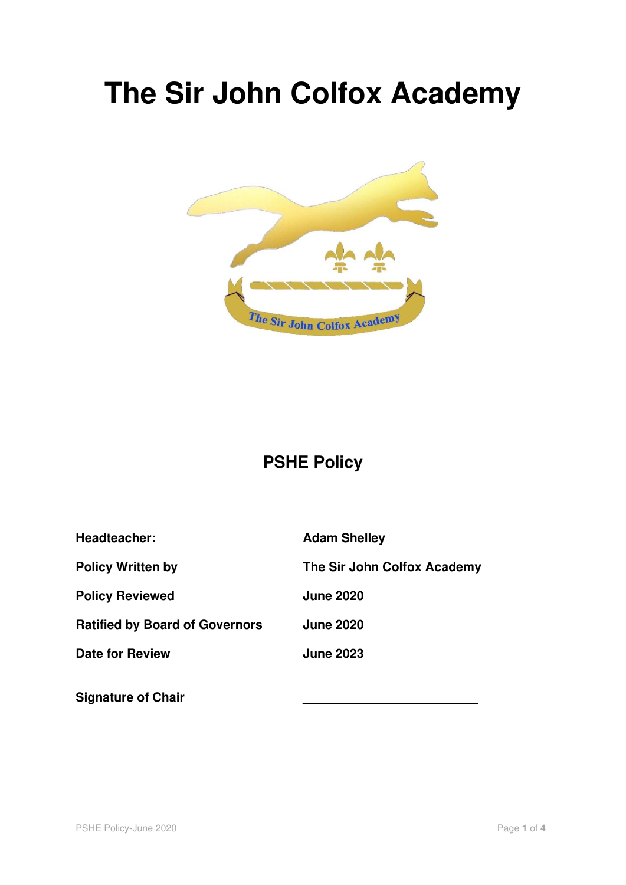# The Sir John Colfox Academy

## PSHE Policy

| | |
|---|---|
| **Headteacher:** | **Adam Shelley** |
| **Policy Written by** | **The Sir John Colfox Academy** |
| **Policy Reviewed** | **June 2020** |
| **Ratified by Board of Governors** | **June 2020** |
| **Date for Review** | **June 2023** |

**Signature of Chair** ___________________________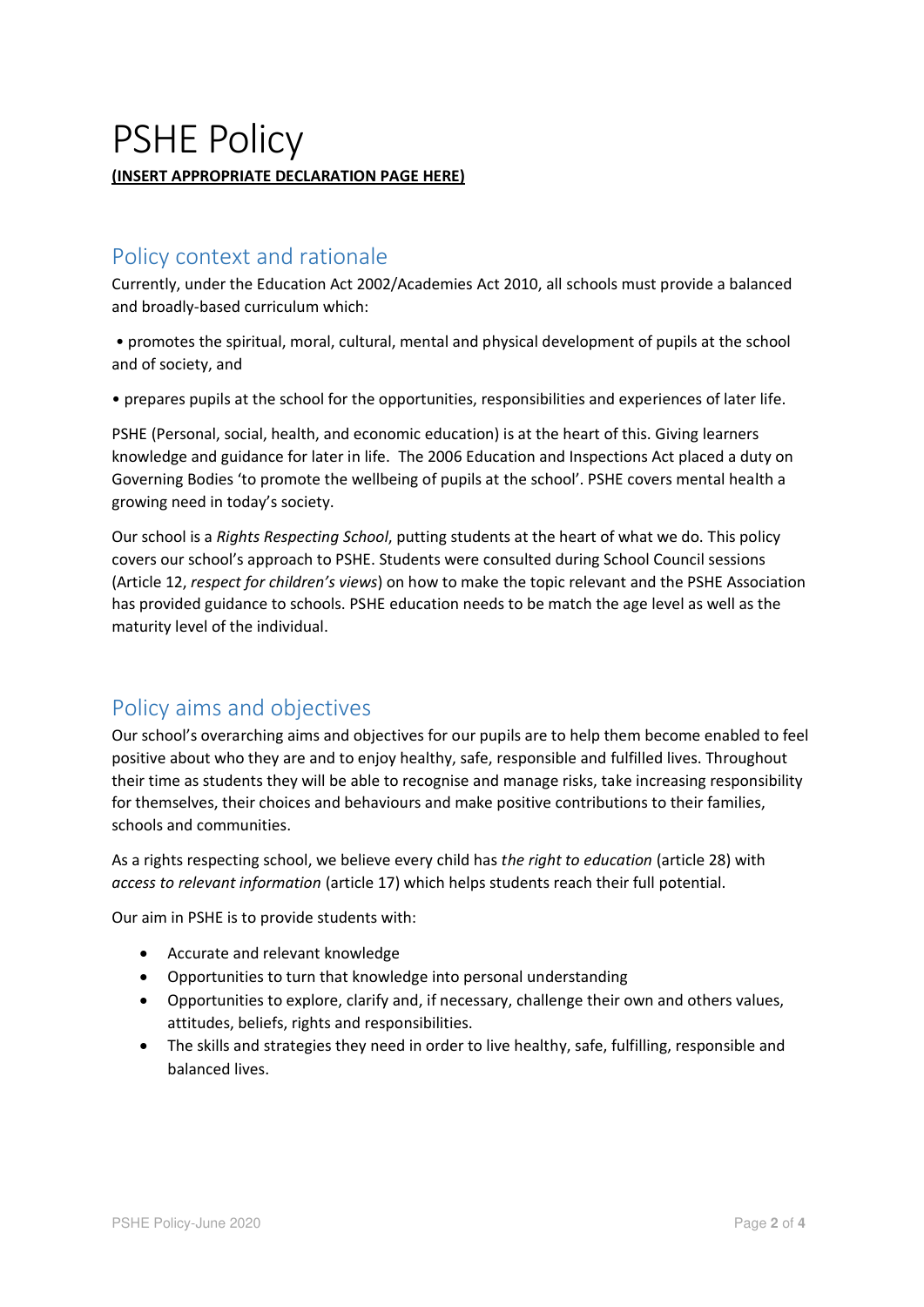# PSHE Policy

**(INSERT APPROPRIATE DECLARATION PAGE HERE)**

## Policy context and rationale

Currently, under the Education Act 2002/Academies Act 2010, all schools must provide a balanced and broadly-based curriculum which:

• promotes the spiritual, moral, cultural, mental and physical development of pupils at the school and of society, and

• prepares pupils at the school for the opportunities, responsibilities and experiences of later life.

PSHE (Personal, social, health, and economic education) is at the heart of this. Giving learners knowledge and guidance for later in life. The 2006 Education and Inspections Act placed a duty on Governing Bodies 'to promote the wellbeing of pupils at the school'. PSHE covers mental health a growing need in today's society.

Our school is a *Rights Respecting School*, putting students at the heart of what we do. This policy covers our school's approach to PSHE. Students were consulted during School Council sessions (Article 12, *respect for children's views*) on how to make the topic relevant and the PSHE Association has provided guidance to schools. PSHE education needs to be match the age level as well as the maturity level of the individual.

## Policy aims and objectives

Our school's overarching aims and objectives for our pupils are to help them become enabled to feel positive about who they are and to enjoy healthy, safe, responsible and fulfilled lives. Throughout their time as students they will be able to recognise and manage risks, take increasing responsibility for themselves, their choices and behaviours and make positive contributions to their families, schools and communities.

As a rights respecting school, we believe every child has *the right to education* (article 28) with *access to relevant information* (article 17) which helps students reach their full potential.

Our aim in PSHE is to provide students with:

- Accurate and relevant knowledge
- Opportunities to turn that knowledge into personal understanding
- Opportunities to explore, clarify and, if necessary, challenge their own and others values, attitudes, beliefs, rights and responsibilities.
- The skills and strategies they need in order to live healthy, safe, fulfilling, responsible and balanced lives.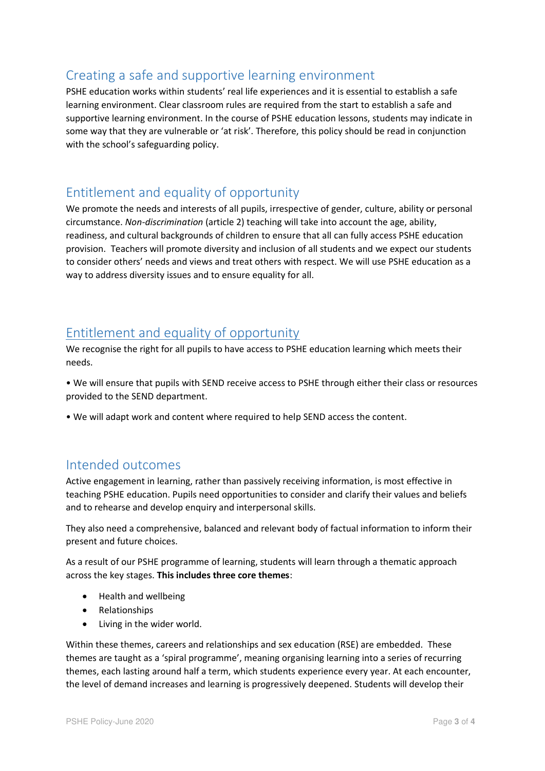## Creating a safe and supportive learning environment

PSHE education works within students' real life experiences and it is essential to establish a safe learning environment. Clear classroom rules are required from the start to establish a safe and supportive learning environment. In the course of PSHE education lessons, students may indicate in some way that they are vulnerable or 'at risk'. Therefore, this policy should be read in conjunction with the school's safeguarding policy.

## Entitlement and equality of opportunity

We promote the needs and interests of all pupils, irrespective of gender, culture, ability or personal circumstance. *Non-discrimination* (article 2) teaching will take into account the age, ability, readiness, and cultural backgrounds of children to ensure that all can fully access PSHE education provision. Teachers will promote diversity and inclusion of all students and we expect our students to consider others' needs and views and treat others with respect. We will use PSHE education as a way to address diversity issues and to ensure equality for all.

## Entitlement and equality of opportunity

We recognise the right for all pupils to have access to PSHE education learning which meets their needs.

• We will ensure that pupils with SEND receive access to PSHE through either their class or resources provided to the SEND department.

• We will adapt work and content where required to help SEND access the content.

## Intended outcomes

Active engagement in learning, rather than passively receiving information, is most effective in teaching PSHE education. Pupils need opportunities to consider and clarify their values and beliefs and to rehearse and develop enquiry and interpersonal skills.

They also need a comprehensive, balanced and relevant body of factual information to inform their present and future choices.

As a result of our PSHE programme of learning, students will learn through a thematic approach across the key stages. **This includes three core themes**:

- Health and wellbeing
- Relationships
- Living in the wider world.

Within these themes, careers and relationships and sex education (RSE) are embedded. These themes are taught as a 'spiral programme', meaning organising learning into a series of recurring themes, each lasting around half a term, which students experience every year. At each encounter, the level of demand increases and learning is progressively deepened. Students will develop their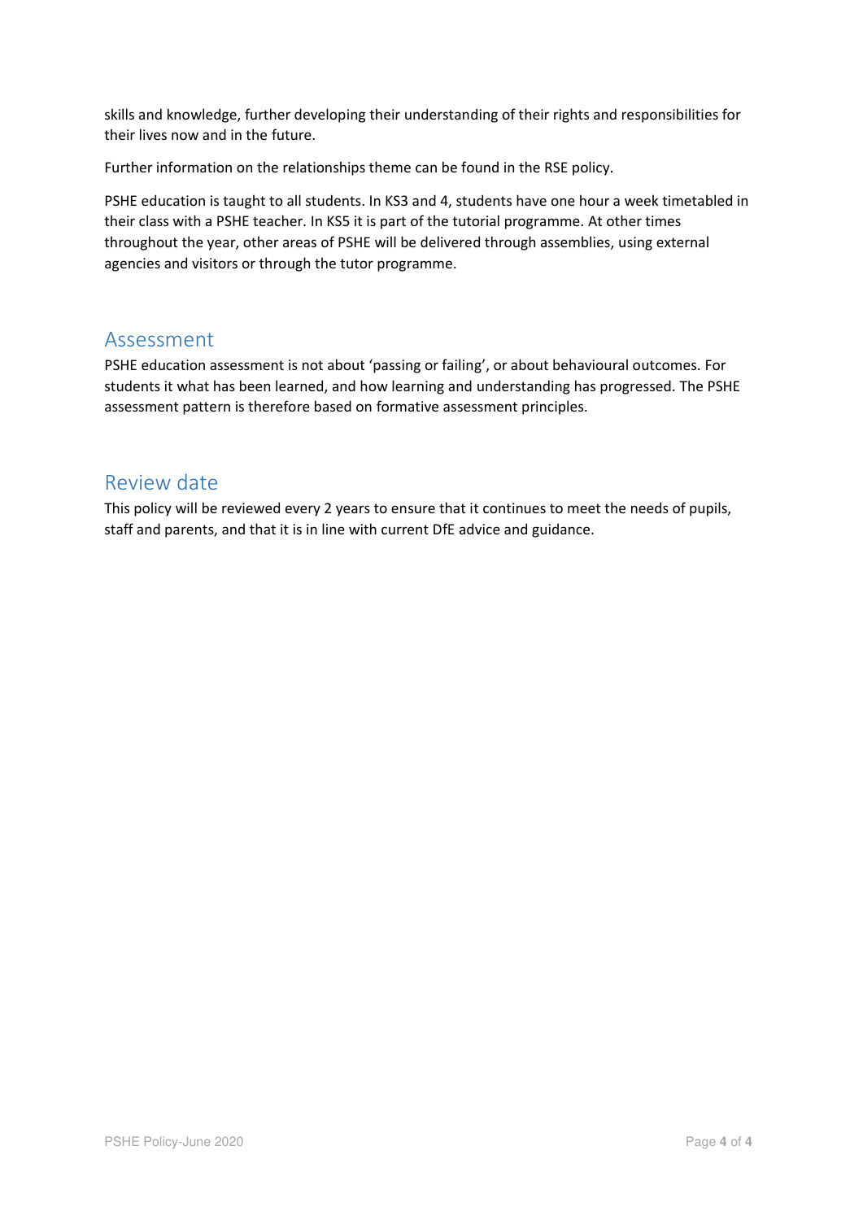skills and knowledge, further developing their understanding of their rights and responsibilities for their lives now and in the future.

Further information on the relationships theme can be found in the RSE policy.

PSHE education is taught to all students. In KS3 and 4, students have one hour a week timetabled in their class with a PSHE teacher. In KS5 it is part of the tutorial programme. At other times throughout the year, other areas of PSHE will be delivered through assemblies, using external agencies and visitors or through the tutor programme.

## Assessment

PSHE education assessment is not about 'passing or failing', or about behavioural outcomes. For students it what has been learned, and how learning and understanding has progressed. The PSHE assessment pattern is therefore based on formative assessment principles.

## Review date

This policy will be reviewed every 2 years to ensure that it continues to meet the needs of pupils, staff and parents, and that it is in line with current DfE advice and guidance.